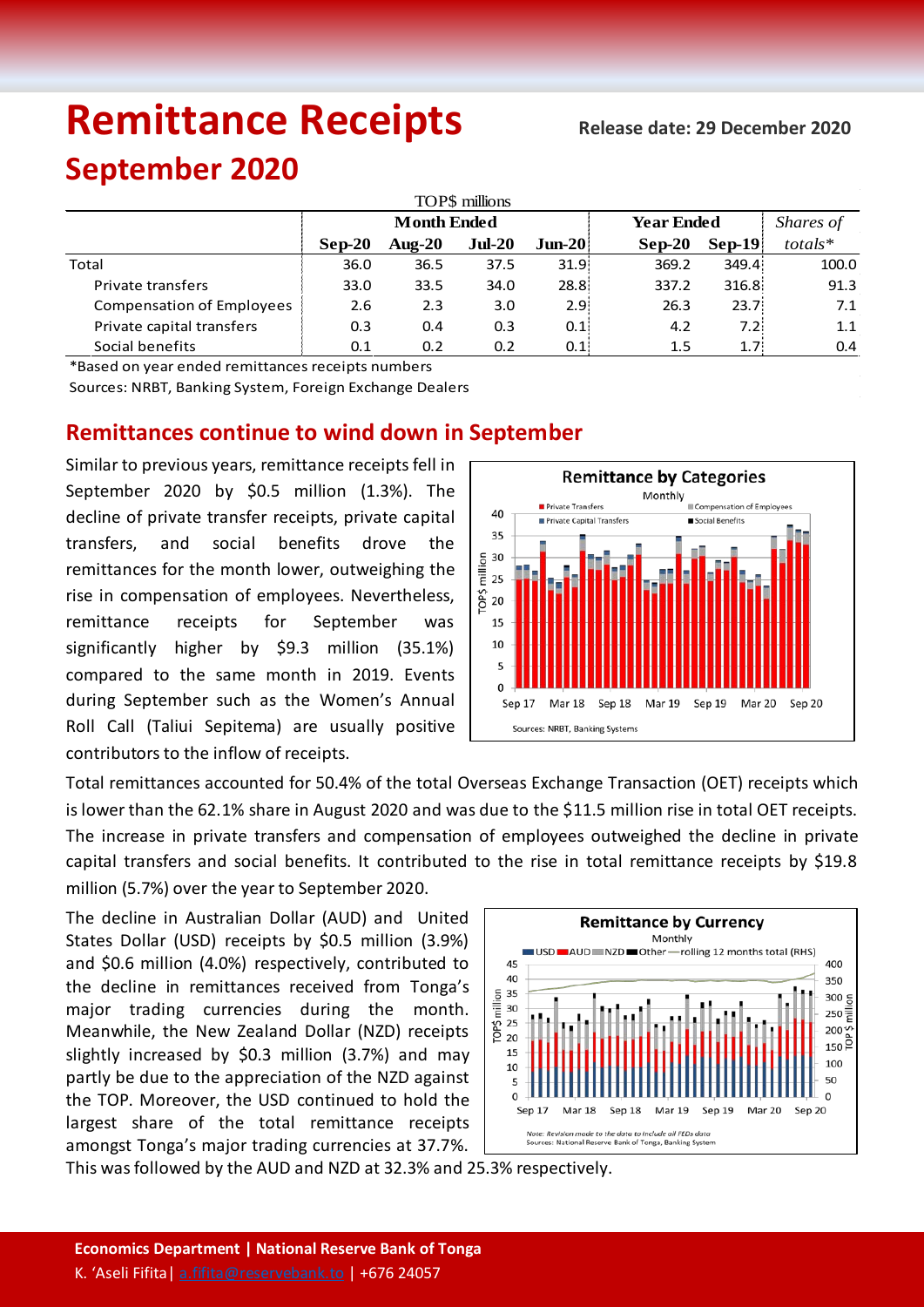# Remittance Receipts

**Release date: 29 December 2020**

## September 2020

| | TOP$ millions | | | | | | |
|---|---|---|---|---|---|---|---|
| | **Month Ended** | | | | **Year Ended** | | *Shares of* |
| | **Sep-20** | **Aug-20** | **Jul-20** | **Jun-20** | **Sep-20** | **Sep-19** | *totals** |
| Total | 36.0 | 36.5 | 37.5 | 31.9 | 369.2 | 349.4 | 100.0 |
| Private transfers | 33.0 | 33.5 | 34.0 | 28.8 | 337.2 | 316.8 | 91.3 |
| Compensation of Employees | 2.6 | 2.3 | 3.0 | 2.9 | 26.3 | 23.7 | 7.1 |
| Private capital transfers | 0.3 | 0.4 | 0.3 | 0.1 | 4.2 | 7.2 | 1.1 |
| Social benefits | 0.1 | 0.2 | 0.2 | 0.1 | 1.5 | 1.7 | 0.4 |

*Based on year ended remittances receipts numbers

Sources: NRBT, Banking System, Foreign Exchange Dealers

## Remittances continue to wind down in September

Similar to previous years, remittance receipts fell in September 2020 by $0.5 million (1.3%). The decline of private transfer receipts, private capital transfers, and social benefits drove the remittances for the month lower, outweighing the rise in compensation of employees. Nevertheless, remittance receipts for September was significantly higher by $9.3 million (35.1%) compared to the same month in 2019. Events during September such as the Women's Annual Roll Call (Taliui Sepitema) are usually positive contributors to the inflow of receipts.

Total remittances accounted for 50.4% of the total Overseas Exchange Transaction (OET) receipts which is lower than the 62.1% share in August 2020 and was due to the $11.5 million rise in total OET receipts. The increase in private transfers and compensation of employees outweighed the decline in private capital transfers and social benefits. It contributed to the rise in total remittance receipts by $19.8 million (5.7%) over the year to September 2020.

The decline in Australian Dollar (AUD) and United States Dollar (USD) receipts by $0.5 million (3.9%) and $0.6 million (4.0%) respectively, contributed to the decline in remittances received from Tonga's major trading currencies during the month. Meanwhile, the New Zealand Dollar (NZD) receipts slightly increased by $0.3 million (3.7%) and may partly be due to the appreciation of the NZD against the TOP. Moreover, the USD continued to hold the largest share of the total remittance receipts amongst Tonga's major trading currencies at 37.7%. This was followed by the AUD and NZD at 32.3% and 25.3% respectively.

**Economics Department | National Reserve Bank of Tonga**

K. 'Aseli Fifita | a.fifita@reservebank.to | +676 24057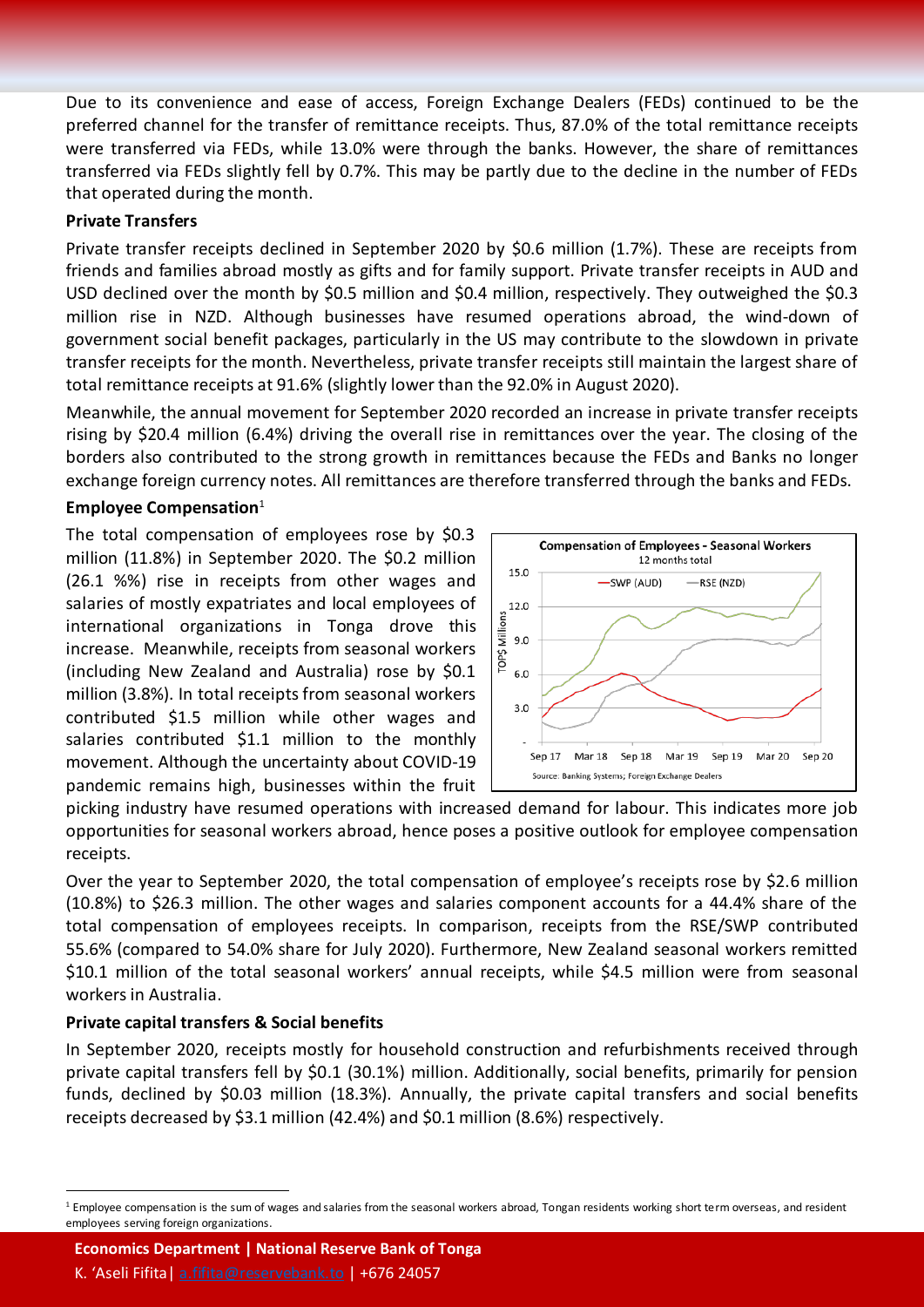Due to its convenience and ease of access, Foreign Exchange Dealers (FEDs) continued to be the preferred channel for the transfer of remittance receipts. Thus, 87.0% of the total remittance receipts were transferred via FEDs, while 13.0% were through the banks. However, the share of remittances transferred via FEDs slightly fell by 0.7%. This may be partly due to the decline in the number of FEDs that operated during the month.

**Private Transfers**

Private transfer receipts declined in September 2020 by $0.6 million (1.7%). These are receipts from friends and families abroad mostly as gifts and for family support. Private transfer receipts in AUD and USD declined over the month by $0.5 million and $0.4 million, respectively. They outweighed the $0.3 million rise in NZD. Although businesses have resumed operations abroad, the wind-down of government social benefit packages, particularly in the US may contribute to the slowdown in private transfer receipts for the month. Nevertheless, private transfer receipts still maintain the largest share of total remittance receipts at 91.6% (slightly lower than the 92.0% in August 2020).

Meanwhile, the annual movement for September 2020 recorded an increase in private transfer receipts rising by $20.4 million (6.4%) driving the overall rise in remittances over the year. The closing of the borders also contributed to the strong growth in remittances because the FEDs and Banks no longer exchange foreign currency notes. All remittances are therefore transferred through the banks and FEDs.

**Employee Compensation**[1]

The total compensation of employees rose by $0.3 million (11.8%) in September 2020. The $0.2 million (26.1 %%) rise in receipts from other wages and salaries of mostly expatriates and local employees of international organizations in Tonga drove this increase. Meanwhile, receipts from seasonal workers (including New Zealand and Australia) rose by $0.1 million (3.8%). In total receipts from seasonal workers contributed $1.5 million while other wages and salaries contributed $1.1 million to the monthly movement. Although the uncertainty about COVID-19 pandemic remains high, businesses within the fruit picking industry have resumed operations with increased demand for labour. This indicates more job opportunities for seasonal workers abroad, hence poses a positive outlook for employee compensation receipts.

**Compensation of Employees - Seasonal Workers**
12 months total

Source: Banking Systems; Foreign Exchange Dealers

Over the year to September 2020, the total compensation of employee's receipts rose by $2.6 million (10.8%) to $26.3 million. The other wages and salaries component accounts for a 44.4% share of the total compensation of employees receipts. In comparison, receipts from the RSE/SWP contributed 55.6% (compared to 54.0% share for July 2020). Furthermore, New Zealand seasonal workers remitted $10.1 million of the total seasonal workers' annual receipts, while $4.5 million were from seasonal workers in Australia.

**Private capital transfers & Social benefits**

In September 2020, receipts mostly for household construction and refurbishments received through private capital transfers fell by $0.1 (30.1%) million. Additionally, social benefits, primarily for pension funds, declined by $0.03 million (18.3%). Annually, the private capital transfers and social benefits receipts decreased by $3.1 million (42.4%) and $0.1 million (8.6%) respectively.

[1] Employee compensation is the sum of wages and salaries from the seasonal workers abroad, Tongan residents working short term overseas, and resident employees serving foreign organizations.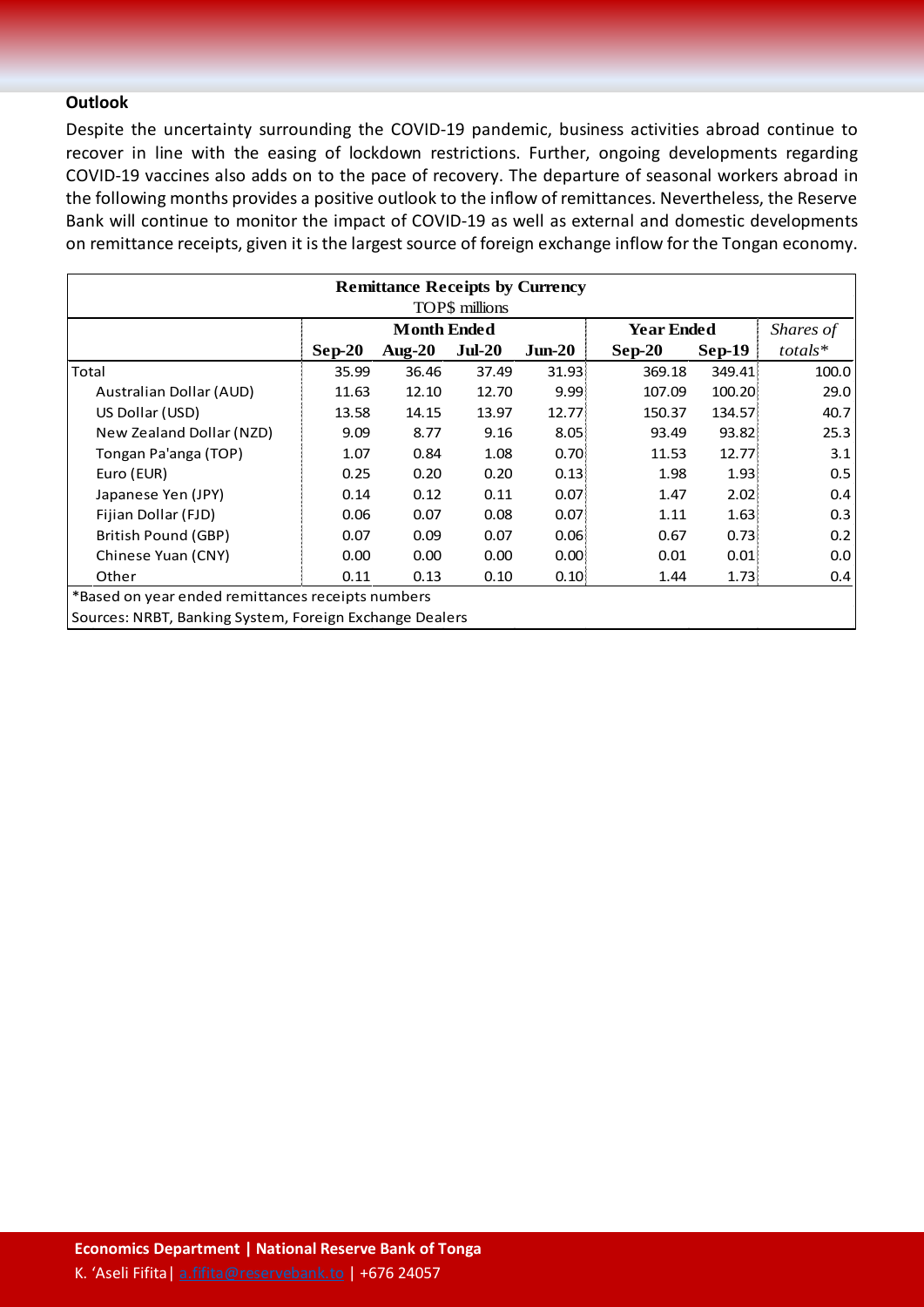**Outlook**

Despite the uncertainty surrounding the COVID-19 pandemic, business activities abroad continue to recover in line with the easing of lockdown restrictions. Further, ongoing developments regarding COVID-19 vaccines also adds on to the pace of recovery. The departure of seasonal workers abroad in the following months provides a positive outlook to the inflow of remittances. Nevertheless, the Reserve Bank will continue to monitor the impact of COVID-19 as well as external and domestic developments on remittance receipts, given it is the largest source of foreign exchange inflow for the Tongan economy.

**Remittance Receipts by Currency**

TOP$ millions

| | Month Ended | | | | Year Ended | | *Shares of* |
|---|---|---|---|---|---|---|---|
| | **Sep-20** | **Aug-20** | **Jul-20** | **Jun-20** | **Sep-20** | **Sep-19** | *totals** |
| Total | 35.99 | 36.46 | 37.49 | 31.93 | 369.18 | 349.41 | 100.0 |
| Australian Dollar (AUD) | 11.63 | 12.10 | 12.70 | 9.99 | 107.09 | 100.20 | 29.0 |
| US Dollar (USD) | 13.58 | 14.15 | 13.97 | 12.77 | 150.37 | 134.57 | 40.7 |
| New Zealand Dollar (NZD) | 9.09 | 8.77 | 9.16 | 8.05 | 93.49 | 93.82 | 25.3 |
| Tongan Pa'anga (TOP) | 1.07 | 0.84 | 1.08 | 0.70 | 11.53 | 12.77 | 3.1 |
| Euro (EUR) | 0.25 | 0.20 | 0.20 | 0.13 | 1.98 | 1.93 | 0.5 |
| Japanese Yen (JPY) | 0.14 | 0.12 | 0.11 | 0.07 | 1.47 | 2.02 | 0.4 |
| Fijian Dollar (FJD) | 0.06 | 0.07 | 0.08 | 0.07 | 1.11 | 1.63 | 0.3 |
| British Pound (GBP) | 0.07 | 0.09 | 0.07 | 0.06 | 0.67 | 0.73 | 0.2 |
| Chinese Yuan (CNY) | 0.00 | 0.00 | 0.00 | 0.00 | 0.01 | 0.01 | 0.0 |
| Other | 0.11 | 0.13 | 0.10 | 0.10 | 1.44 | 1.73 | 0.4 |

*Based on year ended remittances receipts numbers

Sources: NRBT, Banking System, Foreign Exchange Dealers

**Economics Department | National Reserve Bank of Tonga**

K. 'Aseli Fifita | a.fifita@reservebank.to | +676 24057